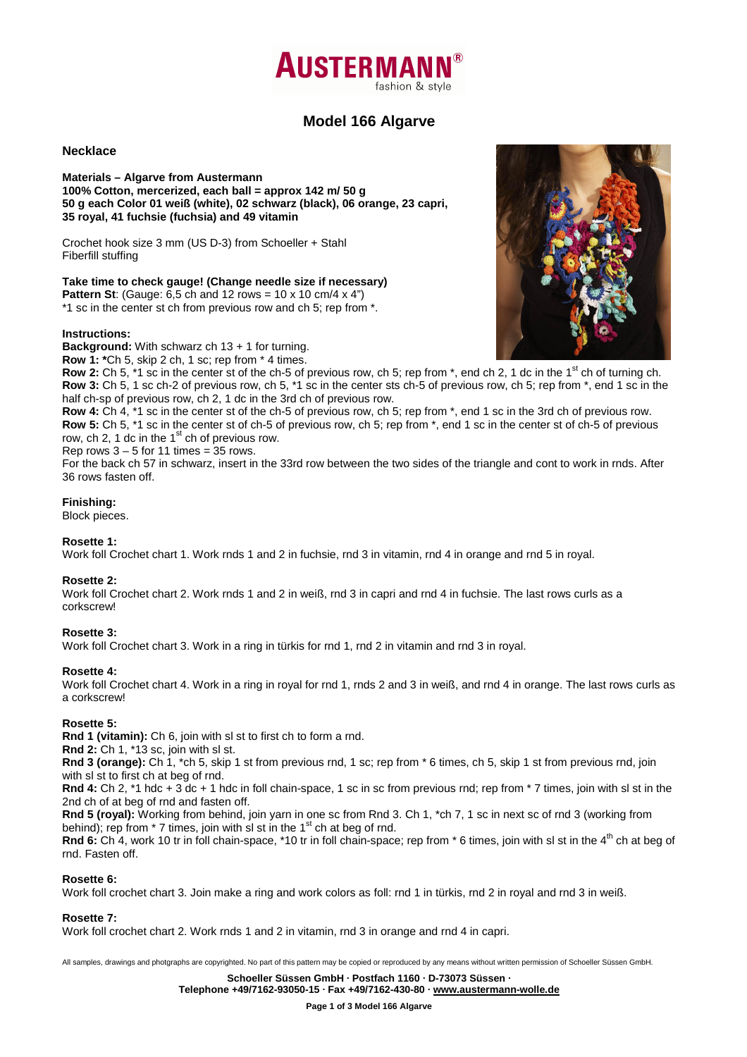# Model 166 Algarve

## Necklace

**Materials – Algarve from Austermann**
**100% Cotton, mercerized, each ball = approx 142 m/ 50 g**
**50 g each Color 01 weiß (white), 02 schwarz (black), 06 orange, 23 capri, 35 royal, 41 fuchsie (fuchsia) and 49 vitamin**

Crochet hook size 3 mm (US D-3) from Schoeller + Stahl
Fiberfill stuffing

**Take time to check gauge! (Change needle size if necessary)**
**Pattern St**: (Gauge: 6,5 ch and 12 rows = 10 x 10 cm/4 x 4")
*1 sc in the center st ch from previous row and ch 5; rep from *.

**Instructions:**
**Background:** With schwarz ch 13 + 1 for turning.
**Row 1: ***Ch 5, skip 2 ch, 1 sc; rep from * 4 times.
**Row 2:** Ch 5, *1 sc in the center st of the ch-5 of previous row, ch 5; rep from *, end ch 2, 1 dc in the 1st ch of turning ch.
**Row 3:** Ch 5, 1 sc ch-2 of previous row, ch 5, *1 sc in the center sts ch-5 of previous row, ch 5; rep from *, end 1 sc in the half ch-sp of previous row, ch 2, 1 dc in the 3rd ch of previous row.
**Row 4:** Ch 4, *1 sc in the center st of the ch-5 of previous row, ch 5; rep from *, end 1 sc in the 3rd ch of previous row.
**Row 5:** Ch 5, *1 sc in the center st of ch-5 of previous row, ch 5; rep from *, end 1 sc in the center st of ch-5 of previous row, ch 2, 1 dc in the 1st ch of previous row.
Rep rows 3 – 5 for 11 times = 35 rows.
For the back ch 57 in schwarz, insert in the 33rd row between the two sides of the triangle and cont to work in rnds. After 36 rows fasten off.

**Finishing:**
Block pieces.

**Rosette 1:**
Work foll Crochet chart 1. Work rnds 1 and 2 in fuchsie, rnd 3 in vitamin, rnd 4 in orange and rnd 5 in royal.

**Rosette 2:**
Work foll Crochet chart 2. Work rnds 1 and 2 in weiß, rnd 3 in capri and rnd 4 in fuchsie. The last rows curls as a corkscrew!

**Rosette 3:**
Work foll Crochet chart 3. Work in a ring in türkis for rnd 1, rnd 2 in vitamin and rnd 3 in royal.

**Rosette 4:**
Work foll Crochet chart 4. Work in a ring in royal for rnd 1, rnds 2 and 3 in weiß, and rnd 4 in orange. The last rows curls as a corkscrew!

**Rosette 5:**
**Rnd 1 (vitamin):** Ch 6, join with sl st to first ch to form a rnd.
**Rnd 2:** Ch 1, *13 sc, join with sl st.
**Rnd 3 (orange):** Ch 1, *ch 5, skip 1 st from previous rnd, 1 sc; rep from * 6 times, ch 5, skip 1 st from previous rnd, join with sl st to first ch at beg of rnd.
**Rnd 4:** Ch 2, *1 hdc + 3 dc + 1 hdc in foll chain-space, 1 sc in sc from previous rnd; rep from * 7 times, join with sl st in the 2nd ch of at beg of rnd and fasten off.
**Rnd 5 (royal):** Working from behind, join yarn in one sc from Rnd 3. Ch 1, *ch 7, 1 sc in next sc of rnd 3 (working from behind); rep from * 7 times, join with sl st in the 1st ch at beg of rnd.
**Rnd 6:** Ch 4, work 10 tr in foll chain-space, *10 tr in foll chain-space; rep from * 6 times, join with sl st in the 4th ch at beg of rnd. Fasten off.

**Rosette 6:**
Work foll crochet chart 3. Join make a ring and work colors as foll: rnd 1 in türkis, rnd 2 in royal and rnd 3 in weiß.

**Rosette 7:**
Work foll crochet chart 2. Work rnds 1 and 2 in vitamin, rnd 3 in orange and rnd 4 in capri.

All samples, drawings and photgraphs are copyrighted. No part of this pattern may be copied or reproduced by any means without written permission of Schoeller Süssen GmbH.

**Schoeller Süssen GmbH · Postfach 1160 · D-73073 Süssen ·**
**Telephone +49/7162-93050-15 · Fax +49/7162-430-80 · www.austermann-wolle.de**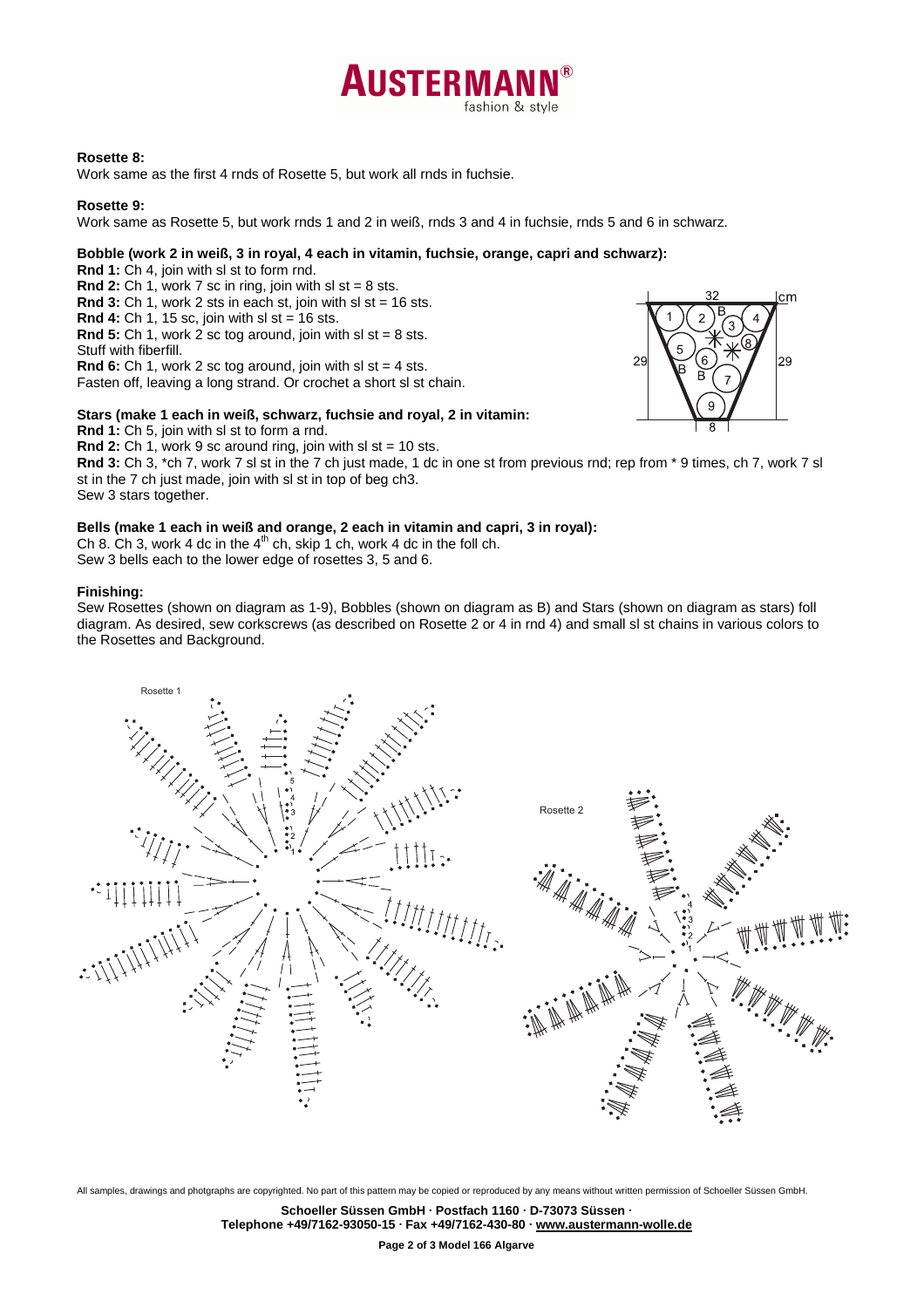**Rosette 8:**
Work same as the first 4 rnds of Rosette 5, but work all rnds in fuchsie.

**Rosette 9:**
Work same as Rosette 5, but work rnds 1 and 2 in weiß, rnds 3 and 4 in fuchsie, rnds 5 and 6 in schwarz.

**Bobble (work 2 in weiß, 3 in royal, 4 each in vitamin, fuchsie, orange, capri and schwarz):**

**Rnd 1:** Ch 4, join with sl st to form rnd.
**Rnd 2:** Ch 1, work 7 sc in ring, join with sl st = 8 sts.
**Rnd 3:** Ch 1, work 2 sts in each st, join with sl st = 16 sts.
**Rnd 4:** Ch 1, 15 sc, join with sl st = 16 sts.
**Rnd 5:** Ch 1, work 2 sc tog around, join with sl st = 8 sts.
Stuff with fiberfill.
**Rnd 6:** Ch 1, work 2 sc tog around, join with sl st = 4 sts.
Fasten off, leaving a long strand. Or crochet a short sl st chain.

**Stars (make 1 each in weiß, schwarz, fuchsie and royal, 2 in vitamin:**

**Rnd 1:** Ch 5, join with sl st to form a rnd.
**Rnd 2:** Ch 1, work 9 sc around ring, join with sl st = 10 sts.
**Rnd 3:** Ch 3, *ch 7, work 7 sl st in the 7 ch just made, 1 dc in one st from previous rnd; rep from * 9 times, ch 7, work 7 sl st in the 7 ch just made, join with sl st in top of beg ch3.
Sew 3 stars together.

**Bells (make 1 each in weiß and orange, 2 each in vitamin and capri, 3 in royal):**

Ch 8. Ch 3, work 4 dc in the 4th ch, skip 1 ch, work 4 dc in the foll ch.
Sew 3 bells each to the lower edge of rosettes 3, 5 and 6.

**Finishing:**

Sew Rosettes (shown on diagram as 1-9), Bobbles (shown on diagram as B) and Stars (shown on diagram as stars) foll diagram. As desired, sew corkscrews (as described on Rosette 2 or 4 in rnd 4) and small sl st chains in various colors to the Rosettes and Background.

Rosette 1

Rosette 2

All samples, drawings and photgraphs are copyrighted. No part of this pattern may be copied or reproduced by any means without written permission of Schoeller Süssen GmbH.

**Schoeller Süssen GmbH · Postfach 1160 · D-73073 Süssen ·**
**Telephone +49/7162-93050-15 · Fax +49/7162-430-80 · www.austermann-wolle.de**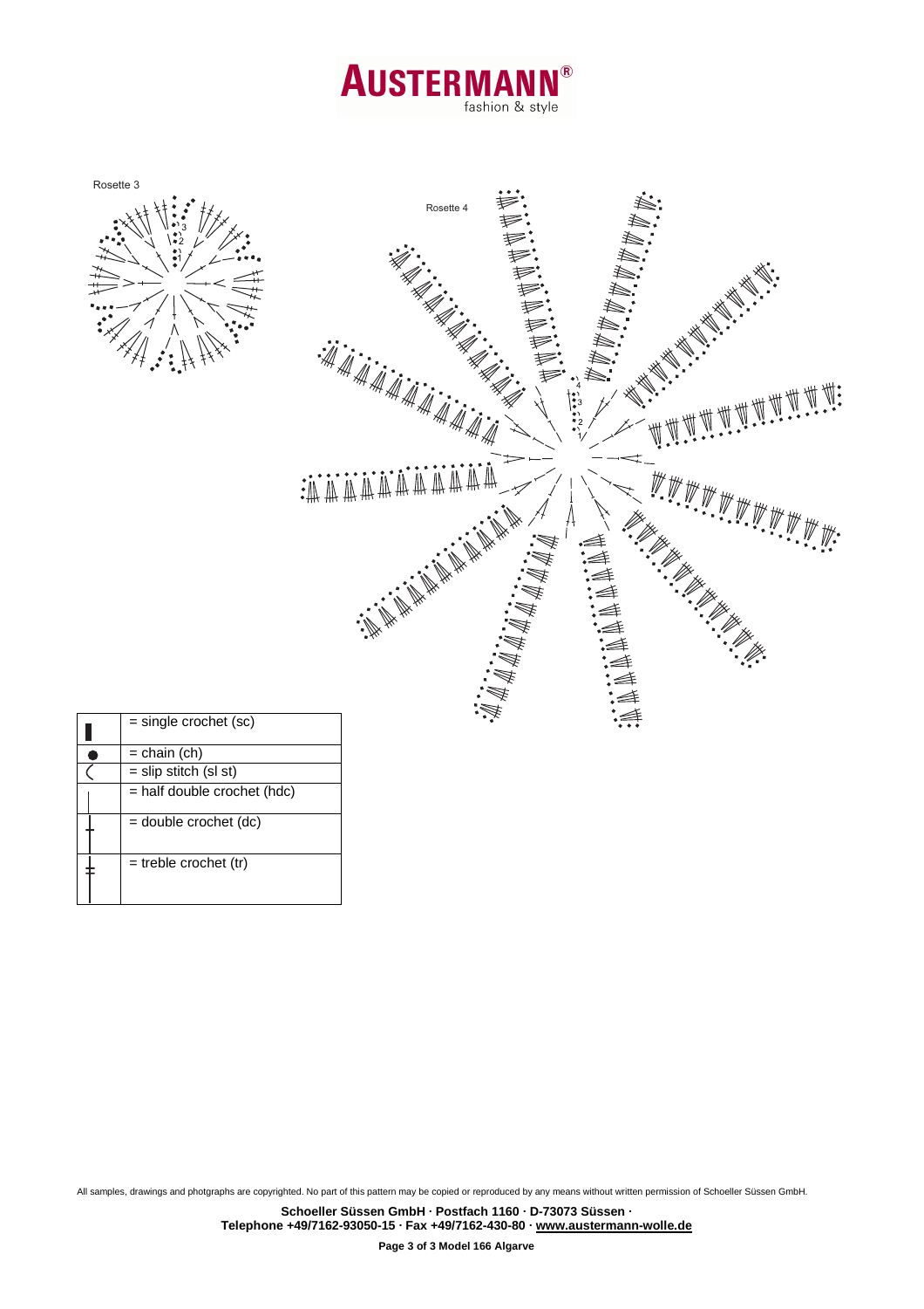Rosette 3

1
2
3

Rosette 4

1
2
3
4

| | |
|---|---|
| ▌ | = single crochet (sc) |
| ● | = chain (ch) |
| ( | = slip stitch (sl st) |
| \| | = half double crochet (hdc) |
| ┼ | = double crochet (dc) |
| ╪ | = treble crochet (tr) |

All samples, drawings and photgraphs are copyrighted. No part of this pattern may be copied or reproduced by any means without written permission of Schoeller Süssen GmbH.

**Schoeller Süssen GmbH · Postfach 1160 · D-73073 Süssen ·**
**Telephone +49/7162-93050-15 · Fax +49/7162-430-80 · www.austermann-wolle.de**

**Page 3 of 3 Model 166 Algarve**